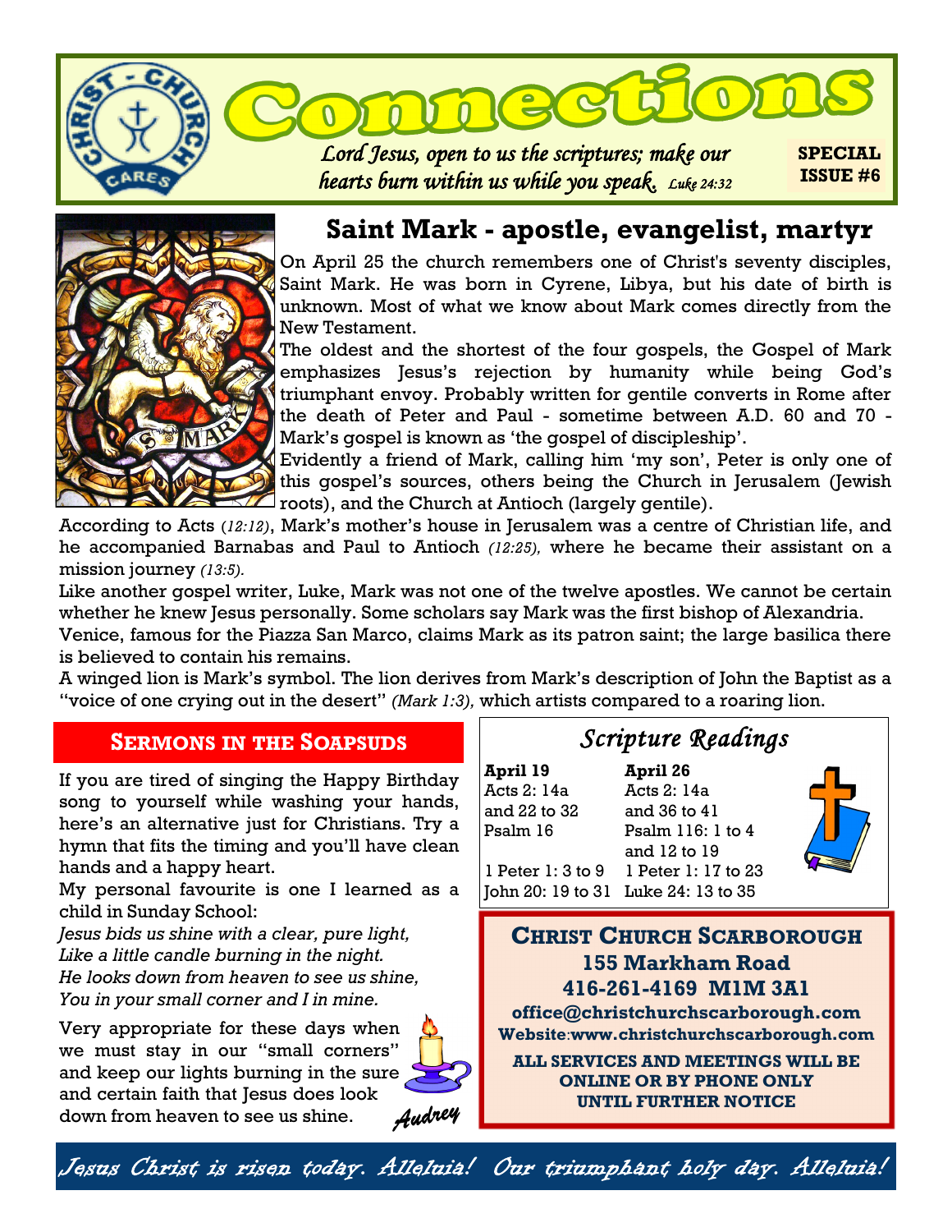# Connections

*Lord Jesus, open to us the scriptures; make our hearts burn within us while you speak.* *Luke 24:32*

**SPECIAL ISSUE #6**

## Saint Mark - apostle, evangelist, martyr

On April 25 the church remembers one of Christ's seventy disciples, Saint Mark. He was born in Cyrene, Libya, but his date of birth is unknown. Most of what we know about Mark comes directly from the New Testament.

The oldest and the shortest of the four gospels, the Gospel of Mark emphasizes Jesus's rejection by humanity while being God's triumphant envoy. Probably written for gentile converts in Rome after the death of Peter and Paul - sometime between A.D. 60 and 70 - Mark's gospel is known as 'the gospel of discipleship'.

Evidently a friend of Mark, calling him 'my son', Peter is only one of this gospel's sources, others being the Church in Jerusalem (Jewish roots), and the Church at Antioch (largely gentile).

According to Acts *(12:12)*, Mark's mother's house in Jerusalem was a centre of Christian life, and he accompanied Barnabas and Paul to Antioch *(12:25),* where he became their assistant on a mission journey *(13:5).*

Like another gospel writer, Luke, Mark was not one of the twelve apostles. We cannot be certain whether he knew Jesus personally. Some scholars say Mark was the first bishop of Alexandria.

Venice, famous for the Piazza San Marco, claims Mark as its patron saint; the large basilica there is believed to contain his remains.

A winged lion is Mark's symbol. The lion derives from Mark's description of John the Baptist as a "voice of one crying out in the desert" *(Mark 1:3),* which artists compared to a roaring lion.

## Sermons in the Soapsuds

If you are tired of singing the Happy Birthday song to yourself while washing your hands, here's an alternative just for Christians. Try a hymn that fits the timing and you'll have clean hands and a happy heart.

My personal favourite is one I learned as a child in Sunday School:

*Jesus bids us shine with a clear, pure light,*
*Like a little candle burning in the night.*
*He looks down from heaven to see us shine,*
*You in your small corner and I in mine.*

Very appropriate for these days when we must stay in our "small corners" and keep our lights burning in the sure and certain faith that Jesus does look down from heaven to see us shine.

*Audrey*

## *Scripture Readings*

| **April 19** | **April 26** |
|---|---|
| Acts 2: 14a and 22 to 32 | Acts 2: 14a and 36 to 41 |
| Psalm 16 | Psalm 116: 1 to 4 and 12 to 19 |
| 1 Peter 1: 3 to 9 | 1 Peter 1: 17 to 23 |
| John 20: 19 to 31 | Luke 24: 13 to 35 |

**CHRIST CHURCH SCARBOROUGH**
**155 Markham Road**
**416-261-4169 M1M 3A1**
**office@christchurchscarborough.com**
**Website:www.christchurchscarborough.com**

**ALL SERVICES AND MEETINGS WILL BE ONLINE OR BY PHONE ONLY UNTIL FURTHER NOTICE**

*Jesus Christ is risen today. Alleluia! Our triumphant holy day. Alleluia!*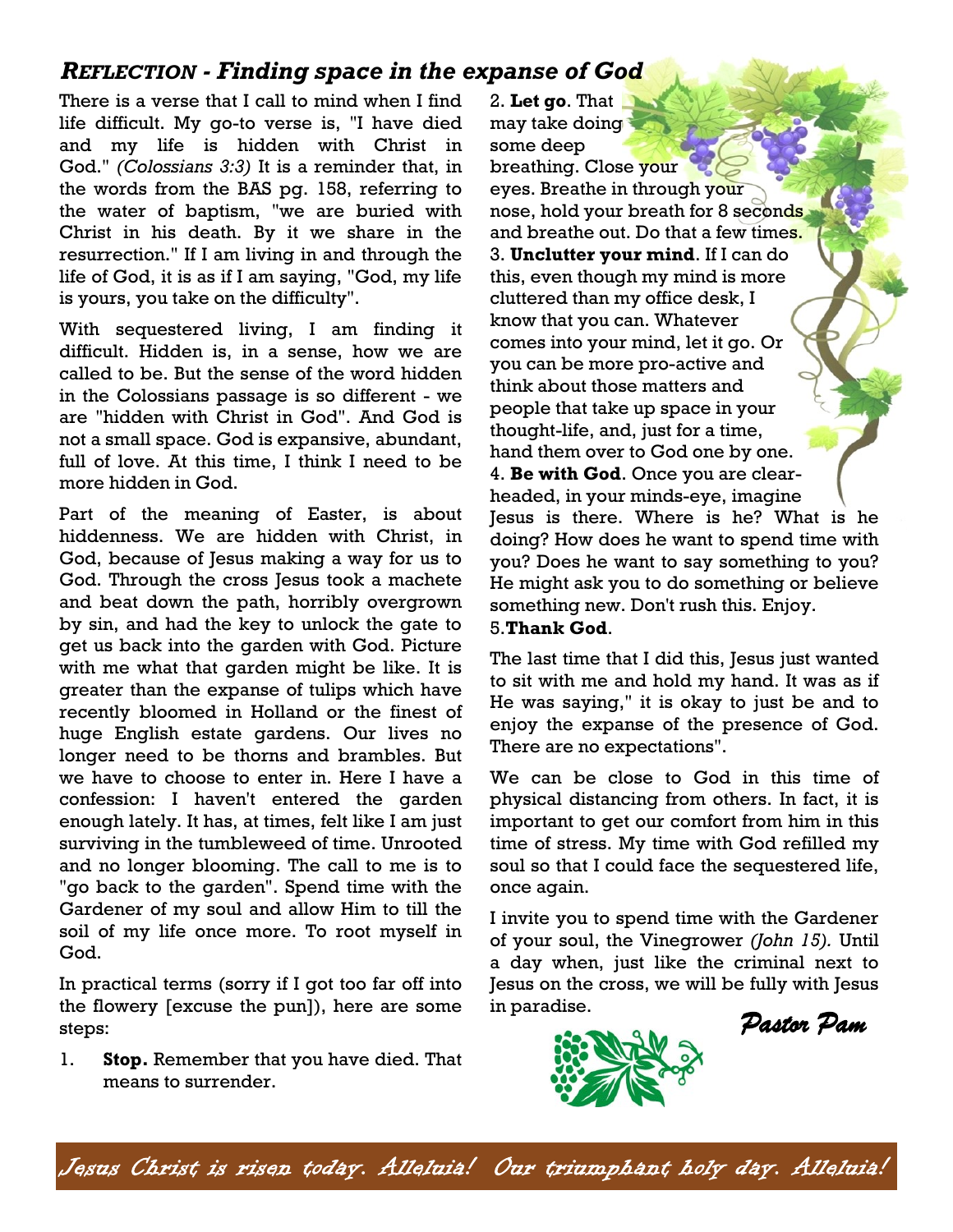## *REFLECTION - Finding space in the expanse of God*

There is a verse that I call to mind when I find life difficult. My go-to verse is, "I have died and my life is hidden with Christ in God." *(Colossians 3:3)* It is a reminder that, in the words from the BAS pg. 158, referring to the water of baptism, "we are buried with Christ in his death. By it we share in the resurrection." If I am living in and through the life of God, it is as if I am saying, "God, my life is yours, you take on the difficulty".

With sequestered living, I am finding it difficult. Hidden is, in a sense, how we are called to be. But the sense of the word hidden in the Colossians passage is so different - we are "hidden with Christ in God". And God is not a small space. God is expansive, abundant, full of love. At this time, I think I need to be more hidden in God.

Part of the meaning of Easter, is about hiddenness. We are hidden with Christ, in God, because of Jesus making a way for us to God. Through the cross Jesus took a machete and beat down the path, horribly overgrown by sin, and had the key to unlock the gate to get us back into the garden with God. Picture with me what that garden might be like. It is greater than the expanse of tulips which have recently bloomed in Holland or the finest of huge English estate gardens. Our lives no longer need to be thorns and brambles. But we have to choose to enter in. Here I have a confession: I haven't entered the garden enough lately. It has, at times, felt like I am just surviving in the tumbleweed of time. Unrooted and no longer blooming. The call to me is to "go back to the garden". Spend time with the Gardener of my soul and allow Him to till the soil of my life once more. To root myself in God.

In practical terms (sorry if I got too far off into the flowery [excuse the pun]), here are some steps:

1. **Stop.** Remember that you have died. That means to surrender.
2. **Let go**. That may take doing some deep breathing. Close your eyes. Breathe in through your nose, hold your breath for 8 seconds and breathe out. Do that a few times.
3. **Unclutter your mind**. If I can do this, even though my mind is more cluttered than my office desk, I know that you can. Whatever comes into your mind, let it go. Or you can be more pro-active and think about those matters and people that take up space in your thought-life, and, just for a time, hand them over to God one by one.
4. **Be with God**. Once you are clear-headed, in your minds-eye, imagine Jesus is there. Where is he? What is he doing? How does he want to spend time with you? Does he want to say something to you? He might ask you to do something or believe something new. Don't rush this. Enjoy.
5. **Thank God**.

The last time that I did this, Jesus just wanted to sit with me and hold my hand. It was as if He was saying," it is okay to just be and to enjoy the expanse of the presence of God. There are no expectations".

We can be close to God in this time of physical distancing from others. In fact, it is important to get our comfort from him in this time of stress. My time with God refilled my soul so that I could face the sequestered life, once again.

I invite you to spend time with the Gardener of your soul, the Vinegrower *(John 15).* Until a day when, just like the criminal next to Jesus on the cross, we will be fully with Jesus in paradise.

*Pastor Pam*

*Jesus Christ is risen today. Alleluia! Our triumphant holy day. Alleluia!*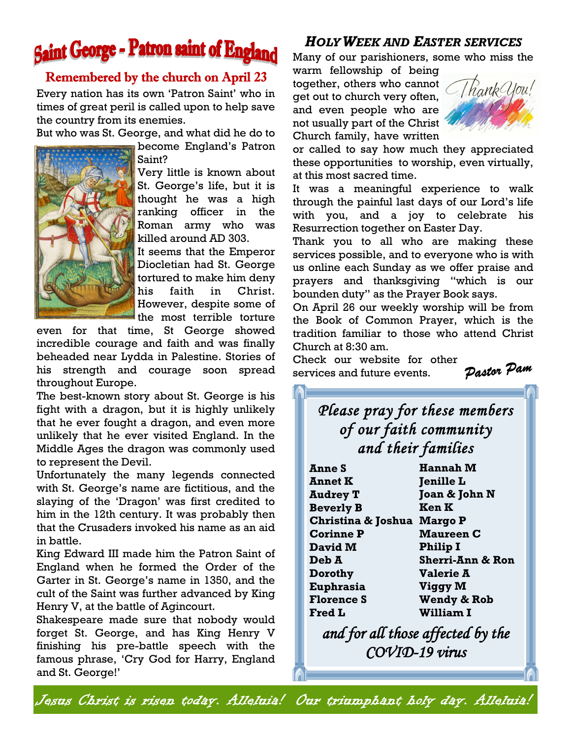# Saint George - Patron saint of England

## Remembered by the church on April 23

Every nation has its own 'Patron Saint' who in times of great peril is called upon to help save the country from its enemies.

But who was St. George, and what did he do to become England's Patron Saint?

Very little is known about St. George's life, but it is thought he was a high ranking officer in the Roman army who was killed around AD 303.

It seems that the Emperor Diocletian had St. George tortured to make him deny his faith in Christ. However, despite some of the most terrible torture even for that time, St George showed incredible courage and faith and was finally beheaded near Lydda in Palestine. Stories of his strength and courage soon spread throughout Europe.

The best-known story about St. George is his fight with a dragon, but it is highly unlikely that he ever fought a dragon, and even more unlikely that he ever visited England. In the Middle Ages the dragon was commonly used to represent the Devil.

Unfortunately the many legends connected with St. George's name are fictitious, and the slaying of the 'Dragon' was first credited to him in the 12th century. It was probably then that the Crusaders invoked his name as an aid in battle.

King Edward III made him the Patron Saint of England when he formed the Order of the Garter in St. George's name in 1350, and the cult of the Saint was further advanced by King Henry V, at the battle of Agincourt.

Shakespeare made sure that nobody would forget St. George, and has King Henry V finishing his pre-battle speech with the famous phrase, 'Cry God for Harry, England and St. George!'

## *HOLY WEEK AND EASTER SERVICES*

Many of our parishioners, some who miss the warm fellowship of being together, others who cannot get out to church very often, and even people who are not usually part of the Christ Church family, have written or called to say how much they appreciated these opportunities to worship, even virtually, at this most sacred time.

It was a meaningful experience to walk through the painful last days of our Lord's life with you, and a joy to celebrate his Resurrection together on Easter Day.

Thank you to all who are making these services possible, and to everyone who is with us online each Sunday as we offer praise and prayers and thanksgiving "which is our bounden duty" as the Prayer Book says.

On April 26 our weekly worship will be from the Book of Common Prayer, which is the tradition familiar to those who attend Christ Church at 8:30 am.

Check our website for other services and future events.

*Pastor Pam*

### *Please pray for these members of our faith community and their families*

| | |
|---|---|
| **Anne S** | **Hannah M** |
| **Annet K** | **Jenille L** |
| **Audrey T** | **Joan & John N** |
| **Beverly B** | **Ken K** |
| **Christina & Joshua** | **Margo P** |
| **Corinne P** | **Maureen C** |
| **David M** | **Philip I** |
| **Deb A** | **Sherri-Ann & Ron** |
| **Dorothy** | **Valerie A** |
| **Euphrasia** | **Viggy M** |
| **Florence S** | **Wendy & Rob** |
| **Fred L** | **William I** |

*and for all those affected by the COVID-19 virus*

*Jesus Christ is risen today. Alleluia! Our triumphant holy day. Alleluia!*